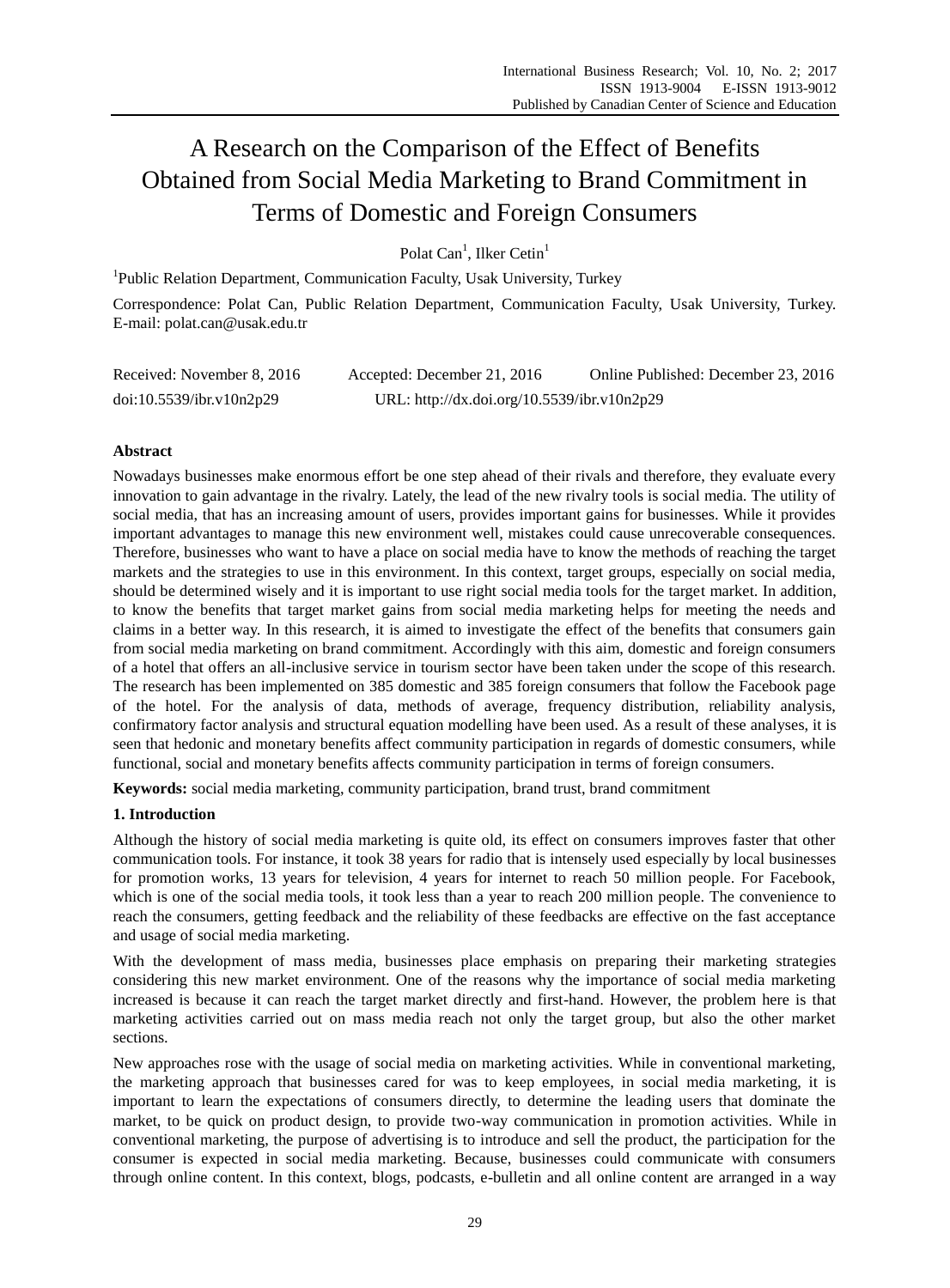# A Research on the Comparison of the Effect of Benefits Obtained from Social Media Marketing to Brand Commitment in Terms of Domestic and Foreign Consumers

Polat Can[1], Ilker Cetin[1]

[1]Public Relation Department, Communication Faculty, Usak University, Turkey

Correspondence: Polat Can, Public Relation Department, Communication Faculty, Usak University, Turkey. E-mail: polat.can@usak.edu.tr

Received: November 8, 2016 Accepted: December 21, 2016 Online Published: December 23, 2016

doi:10.5539/ibr.v10n2p29 URL: http://dx.doi.org/10.5539/ibr.v10n2p29

**Abstract**

Nowadays businesses make enormous effort be one step ahead of their rivals and therefore, they evaluate every innovation to gain advantage in the rivalry. Lately, the lead of the new rivalry tools is social media. The utility of social media, that has an increasing amount of users, provides important gains for businesses. While it provides important advantages to manage this new environment well, mistakes could cause unrecoverable consequences. Therefore, businesses who want to have a place on social media have to know the methods of reaching the target markets and the strategies to use in this environment. In this context, target groups, especially on social media, should be determined wisely and it is important to use right social media tools for the target market. In addition, to know the benefits that target market gains from social media marketing helps for meeting the needs and claims in a better way. In this research, it is aimed to investigate the effect of the benefits that consumers gain from social media marketing on brand commitment. Accordingly with this aim, domestic and foreign consumers of a hotel that offers an all-inclusive service in tourism sector have been taken under the scope of this research. The research has been implemented on 385 domestic and 385 foreign consumers that follow the Facebook page of the hotel. For the analysis of data, methods of average, frequency distribution, reliability analysis, confirmatory factor analysis and structural equation modelling have been used. As a result of these analyses, it is seen that hedonic and monetary benefits affect community participation in regards of domestic consumers, while functional, social and monetary benefits affects community participation in terms of foreign consumers.

**Keywords:** social media marketing, community participation, brand trust, brand commitment

## 1. Introduction

Although the history of social media marketing is quite old, its effect on consumers improves faster that other communication tools. For instance, it took 38 years for radio that is intensely used especially by local businesses for promotion works, 13 years for television, 4 years for internet to reach 50 million people. For Facebook, which is one of the social media tools, it took less than a year to reach 200 million people. The convenience to reach the consumers, getting feedback and the reliability of these feedbacks are effective on the fast acceptance and usage of social media marketing.

With the development of mass media, businesses place emphasis on preparing their marketing strategies considering this new market environment. One of the reasons why the importance of social media marketing increased is because it can reach the target market directly and first-hand. However, the problem here is that marketing activities carried out on mass media reach not only the target group, but also the other market sections.

New approaches rose with the usage of social media on marketing activities. While in conventional marketing, the marketing approach that businesses cared for was to keep employees, in social media marketing, it is important to learn the expectations of consumers directly, to determine the leading users that dominate the market, to be quick on product design, to provide two-way communication in promotion activities. While in conventional marketing, the purpose of advertising is to introduce and sell the product, the participation for the consumer is expected in social media marketing. Because, businesses could communicate with consumers through online content. In this context, blogs, podcasts, e-bulletin and all online content are arranged in a way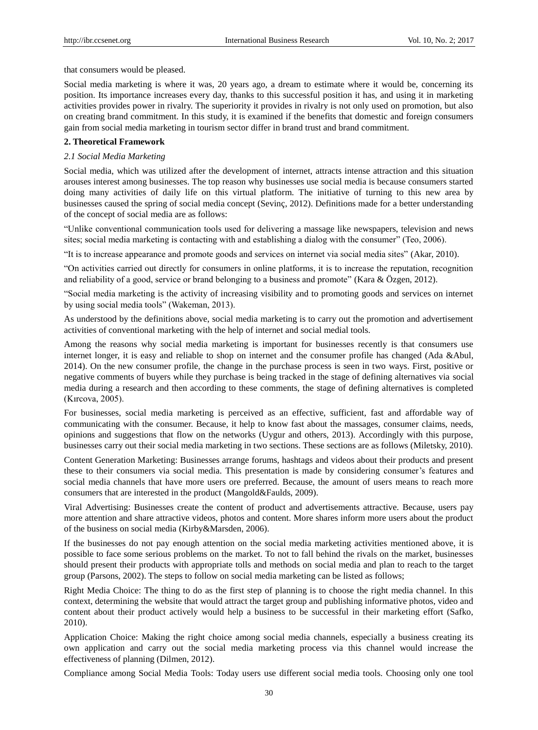that consumers would be pleased.

Social media marketing is where it was, 20 years ago, a dream to estimate where it would be, concerning its position. Its importance increases every day, thanks to this successful position it has, and using it in marketing activities provides power in rivalry. The superiority it provides in rivalry is not only used on promotion, but also on creating brand commitment. In this study, it is examined if the benefits that domestic and foreign consumers gain from social media marketing in tourism sector differ in brand trust and brand commitment.

## 2. Theoretical Framework

### *2.1 Social Media Marketing*

Social media, which was utilized after the development of internet, attracts intense attraction and this situation arouses interest among businesses. The top reason why businesses use social media is because consumers started doing many activities of daily life on this virtual platform. The initiative of turning to this new area by businesses caused the spring of social media concept (Sevinç, 2012). Definitions made for a better understanding of the concept of social media are as follows:

"Unlike conventional communication tools used for delivering a massage like newspapers, television and news sites; social media marketing is contacting with and establishing a dialog with the consumer" (Teo, 2006).

"It is to increase appearance and promote goods and services on internet via social media sites" (Akar, 2010).

"On activities carried out directly for consumers in online platforms, it is to increase the reputation, recognition and reliability of a good, service or brand belonging to a business and promote" (Kara & Özgen, 2012).

"Social media marketing is the activity of increasing visibility and to promoting goods and services on internet by using social media tools" (Wakeman, 2013).

As understood by the definitions above, social media marketing is to carry out the promotion and advertisement activities of conventional marketing with the help of internet and social medial tools.

Among the reasons why social media marketing is important for businesses recently is that consumers use internet longer, it is easy and reliable to shop on internet and the consumer profile has changed (Ada &Abul, 2014). On the new consumer profile, the change in the purchase process is seen in two ways. First, positive or negative comments of buyers while they purchase is being tracked in the stage of defining alternatives via social media during a research and then according to these comments, the stage of defining alternatives is completed (Kırcova, 2005).

For businesses, social media marketing is perceived as an effective, sufficient, fast and affordable way of communicating with the consumer. Because, it help to know fast about the massages, consumer claims, needs, opinions and suggestions that flow on the networks (Uygur and others, 2013). Accordingly with this purpose, businesses carry out their social media marketing in two sections. These sections are as follows (Miletsky, 2010).

Content Generation Marketing: Businesses arrange forums, hashtags and videos about their products and present these to their consumers via social media. This presentation is made by considering consumer's features and social media channels that have more users ore preferred. Because, the amount of users means to reach more consumers that are interested in the product (Mangold&Faulds, 2009).

Viral Advertising: Businesses create the content of product and advertisements attractive. Because, users pay more attention and share attractive videos, photos and content. More shares inform more users about the product of the business on social media (Kirby&Marsden, 2006).

If the businesses do not pay enough attention on the social media marketing activities mentioned above, it is possible to face some serious problems on the market. To not to fall behind the rivals on the market, businesses should present their products with appropriate tolls and methods on social media and plan to reach to the target group (Parsons, 2002). The steps to follow on social media marketing can be listed as follows;

Right Media Choice: The thing to do as the first step of planning is to choose the right media channel. In this context, determining the website that would attract the target group and publishing informative photos, video and content about their product actively would help a business to be successful in their marketing effort (Safko, 2010).

Application Choice: Making the right choice among social media channels, especially a business creating its own application and carry out the social media marketing process via this channel would increase the effectiveness of planning (Dilmen, 2012).

Compliance among Social Media Tools: Today users use different social media tools. Choosing only one tool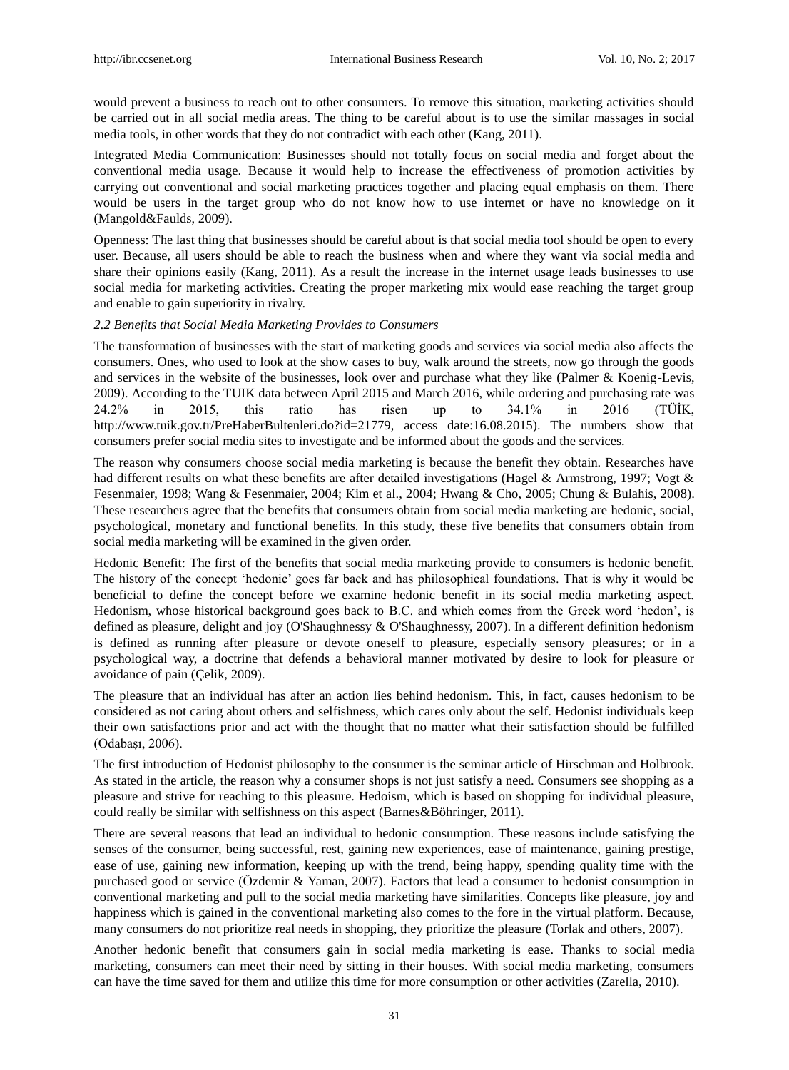would prevent a business to reach out to other consumers. To remove this situation, marketing activities should be carried out in all social media areas. The thing to be careful about is to use the similar massages in social media tools, in other words that they do not contradict with each other (Kang, 2011).

Integrated Media Communication: Businesses should not totally focus on social media and forget about the conventional media usage. Because it would help to increase the effectiveness of promotion activities by carrying out conventional and social marketing practices together and placing equal emphasis on them. There would be users in the target group who do not know how to use internet or have no knowledge on it (Mangold&Faulds, 2009).

Openness: The last thing that businesses should be careful about is that social media tool should be open to every user. Because, all users should be able to reach the business when and where they want via social media and share their opinions easily (Kang, 2011). As a result the increase in the internet usage leads businesses to use social media for marketing activities. Creating the proper marketing mix would ease reaching the target group and enable to gain superiority in rivalry.

### *2.2 Benefits that Social Media Marketing Provides to Consumers*

The transformation of businesses with the start of marketing goods and services via social media also affects the consumers. Ones, who used to look at the show cases to buy, walk around the streets, now go through the goods and services in the website of the businesses, look over and purchase what they like (Palmer & Koenig-Levis, 2009). According to the TUIK data between April 2015 and March 2016, while ordering and purchasing rate was 24.2% in 2015, this ratio has risen up to 34.1% in 2016 (TÜİK, http://www.tuik.gov.tr/PreHaberBultenleri.do?id=21779, access date:16.08.2015). The numbers show that consumers prefer social media sites to investigate and be informed about the goods and the services.

The reason why consumers choose social media marketing is because the benefit they obtain. Researches have had different results on what these benefits are after detailed investigations (Hagel & Armstrong, 1997; Vogt & Fesenmaier, 1998; Wang & Fesenmaier, 2004; Kim et al., 2004; Hwang & Cho, 2005; Chung & Bulahis, 2008). These researchers agree that the benefits that consumers obtain from social media marketing are hedonic, social, psychological, monetary and functional benefits. In this study, these five benefits that consumers obtain from social media marketing will be examined in the given order.

Hedonic Benefit: The first of the benefits that social media marketing provide to consumers is hedonic benefit. The history of the concept 'hedonic' goes far back and has philosophical foundations. That is why it would be beneficial to define the concept before we examine hedonic benefit in its social media marketing aspect. Hedonism, whose historical background goes back to B.C. and which comes from the Greek word 'hedon', is defined as pleasure, delight and joy (O'Shaughnessy & O'Shaughnessy, 2007). In a different definition hedonism is defined as running after pleasure or devote oneself to pleasure, especially sensory pleasures; or in a psychological way, a doctrine that defends a behavioral manner motivated by desire to look for pleasure or avoidance of pain (Çelik, 2009).

The pleasure that an individual has after an action lies behind hedonism. This, in fact, causes hedonism to be considered as not caring about others and selfishness, which cares only about the self. Hedonist individuals keep their own satisfactions prior and act with the thought that no matter what their satisfaction should be fulfilled (Odabaşı, 2006).

The first introduction of Hedonist philosophy to the consumer is the seminar article of Hirschman and Holbrook. As stated in the article, the reason why a consumer shops is not just satisfy a need. Consumers see shopping as a pleasure and strive for reaching to this pleasure. Hedoism, which is based on shopping for individual pleasure, could really be similar with selfishness on this aspect (Barnes&Böhringer, 2011).

There are several reasons that lead an individual to hedonic consumption. These reasons include satisfying the senses of the consumer, being successful, rest, gaining new experiences, ease of maintenance, gaining prestige, ease of use, gaining new information, keeping up with the trend, being happy, spending quality time with the purchased good or service (Özdemir & Yaman, 2007). Factors that lead a consumer to hedonist consumption in conventional marketing and pull to the social media marketing have similarities. Concepts like pleasure, joy and happiness which is gained in the conventional marketing also comes to the fore in the virtual platform. Because, many consumers do not prioritize real needs in shopping, they prioritize the pleasure (Torlak and others, 2007).

Another hedonic benefit that consumers gain in social media marketing is ease. Thanks to social media marketing, consumers can meet their need by sitting in their houses. With social media marketing, consumers can have the time saved for them and utilize this time for more consumption or other activities (Zarella, 2010).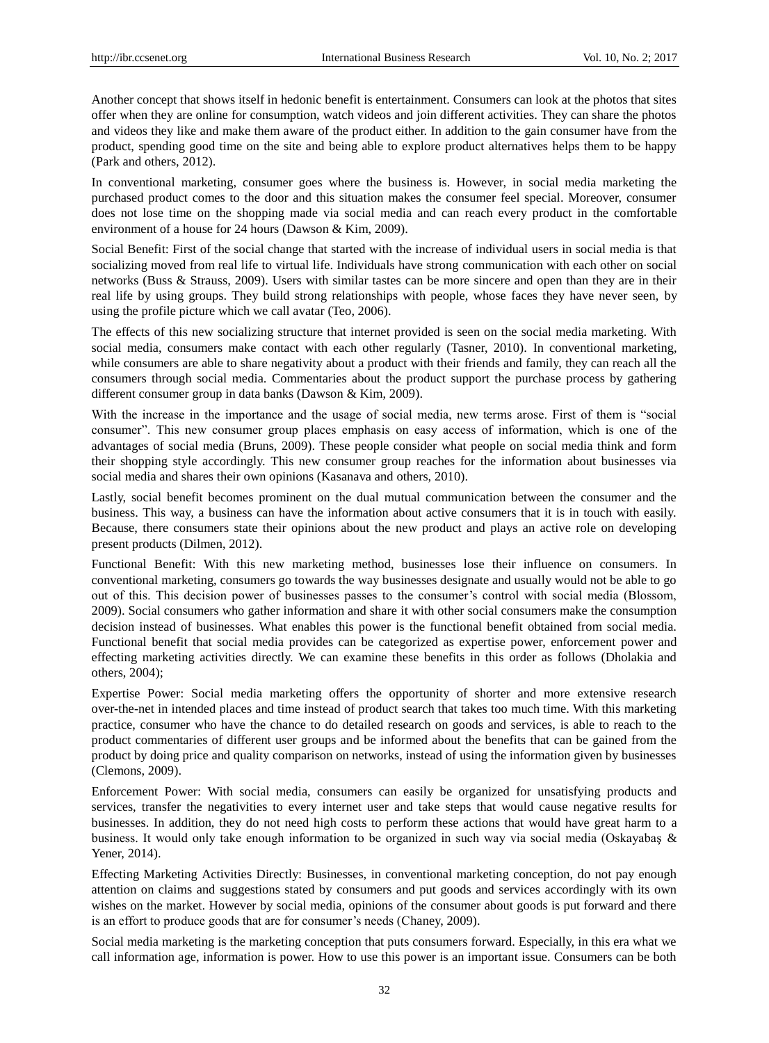Another concept that shows itself in hedonic benefit is entertainment. Consumers can look at the photos that sites offer when they are online for consumption, watch videos and join different activities. They can share the photos and videos they like and make them aware of the product either. In addition to the gain consumer have from the product, spending good time on the site and being able to explore product alternatives helps them to be happy (Park and others, 2012).

In conventional marketing, consumer goes where the business is. However, in social media marketing the purchased product comes to the door and this situation makes the consumer feel special. Moreover, consumer does not lose time on the shopping made via social media and can reach every product in the comfortable environment of a house for 24 hours (Dawson & Kim, 2009).

Social Benefit: First of the social change that started with the increase of individual users in social media is that socializing moved from real life to virtual life. Individuals have strong communication with each other on social networks (Buss & Strauss, 2009). Users with similar tastes can be more sincere and open than they are in their real life by using groups. They build strong relationships with people, whose faces they have never seen, by using the profile picture which we call avatar (Teo, 2006).

The effects of this new socializing structure that internet provided is seen on the social media marketing. With social media, consumers make contact with each other regularly (Tasner, 2010). In conventional marketing, while consumers are able to share negativity about a product with their friends and family, they can reach all the consumers through social media. Commentaries about the product support the purchase process by gathering different consumer group in data banks (Dawson & Kim, 2009).

With the increase in the importance and the usage of social media, new terms arose. First of them is "social consumer". This new consumer group places emphasis on easy access of information, which is one of the advantages of social media (Bruns, 2009). These people consider what people on social media think and form their shopping style accordingly. This new consumer group reaches for the information about businesses via social media and shares their own opinions (Kasanava and others, 2010).

Lastly, social benefit becomes prominent on the dual mutual communication between the consumer and the business. This way, a business can have the information about active consumers that it is in touch with easily. Because, there consumers state their opinions about the new product and plays an active role on developing present products (Dilmen, 2012).

Functional Benefit: With this new marketing method, businesses lose their influence on consumers. In conventional marketing, consumers go towards the way businesses designate and usually would not be able to go out of this. This decision power of businesses passes to the consumer's control with social media (Blossom, 2009). Social consumers who gather information and share it with other social consumers make the consumption decision instead of businesses. What enables this power is the functional benefit obtained from social media. Functional benefit that social media provides can be categorized as expertise power, enforcement power and effecting marketing activities directly. We can examine these benefits in this order as follows (Dholakia and others, 2004);

Expertise Power: Social media marketing offers the opportunity of shorter and more extensive research over-the-net in intended places and time instead of product search that takes too much time. With this marketing practice, consumer who have the chance to do detailed research on goods and services, is able to reach to the product commentaries of different user groups and be informed about the benefits that can be gained from the product by doing price and quality comparison on networks, instead of using the information given by businesses (Clemons, 2009).

Enforcement Power: With social media, consumers can easily be organized for unsatisfying products and services, transfer the negativities to every internet user and take steps that would cause negative results for businesses. In addition, they do not need high costs to perform these actions that would have great harm to a business. It would only take enough information to be organized in such way via social media (Oskayabaş & Yener, 2014).

Effecting Marketing Activities Directly: Businesses, in conventional marketing conception, do not pay enough attention on claims and suggestions stated by consumers and put goods and services accordingly with its own wishes on the market. However by social media, opinions of the consumer about goods is put forward and there is an effort to produce goods that are for consumer's needs (Chaney, 2009).

Social media marketing is the marketing conception that puts consumers forward. Especially, in this era what we call information age, information is power. How to use this power is an important issue. Consumers can be both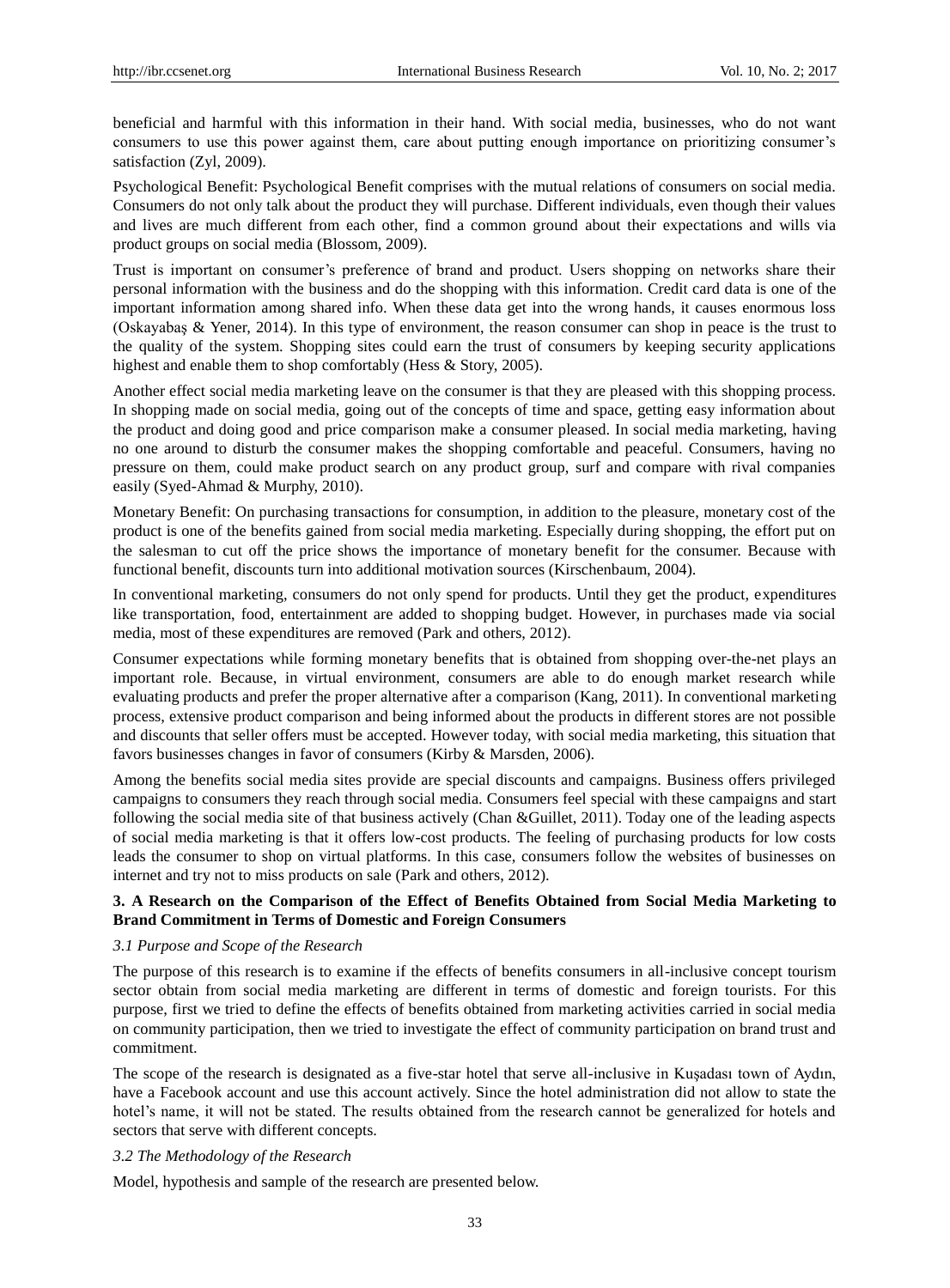beneficial and harmful with this information in their hand. With social media, businesses, who do not want consumers to use this power against them, care about putting enough importance on prioritizing consumer's satisfaction (Zyl, 2009).

Psychological Benefit: Psychological Benefit comprises with the mutual relations of consumers on social media. Consumers do not only talk about the product they will purchase. Different individuals, even though their values and lives are much different from each other, find a common ground about their expectations and wills via product groups on social media (Blossom, 2009).

Trust is important on consumer's preference of brand and product. Users shopping on networks share their personal information with the business and do the shopping with this information. Credit card data is one of the important information among shared info. When these data get into the wrong hands, it causes enormous loss (Oskayabaş & Yener, 2014). In this type of environment, the reason consumer can shop in peace is the trust to the quality of the system. Shopping sites could earn the trust of consumers by keeping security applications highest and enable them to shop comfortably (Hess & Story, 2005).

Another effect social media marketing leave on the consumer is that they are pleased with this shopping process. In shopping made on social media, going out of the concepts of time and space, getting easy information about the product and doing good and price comparison make a consumer pleased. In social media marketing, having no one around to disturb the consumer makes the shopping comfortable and peaceful. Consumers, having no pressure on them, could make product search on any product group, surf and compare with rival companies easily (Syed-Ahmad & Murphy, 2010).

Monetary Benefit: On purchasing transactions for consumption, in addition to the pleasure, monetary cost of the product is one of the benefits gained from social media marketing. Especially during shopping, the effort put on the salesman to cut off the price shows the importance of monetary benefit for the consumer. Because with functional benefit, discounts turn into additional motivation sources (Kirschenbaum, 2004).

In conventional marketing, consumers do not only spend for products. Until they get the product, expenditures like transportation, food, entertainment are added to shopping budget. However, in purchases made via social media, most of these expenditures are removed (Park and others, 2012).

Consumer expectations while forming monetary benefits that is obtained from shopping over-the-net plays an important role. Because, in virtual environment, consumers are able to do enough market research while evaluating products and prefer the proper alternative after a comparison (Kang, 2011). In conventional marketing process, extensive product comparison and being informed about the products in different stores are not possible and discounts that seller offers must be accepted. However today, with social media marketing, this situation that favors businesses changes in favor of consumers (Kirby & Marsden, 2006).

Among the benefits social media sites provide are special discounts and campaigns. Business offers privileged campaigns to consumers they reach through social media. Consumers feel special with these campaigns and start following the social media site of that business actively (Chan &Guillet, 2011). Today one of the leading aspects of social media marketing is that it offers low-cost products. The feeling of purchasing products for low costs leads the consumer to shop on virtual platforms. In this case, consumers follow the websites of businesses on internet and try not to miss products on sale (Park and others, 2012).

## 3. A Research on the Comparison of the Effect of Benefits Obtained from Social Media Marketing to Brand Commitment in Terms of Domestic and Foreign Consumers

### *3.1 Purpose and Scope of the Research*

The purpose of this research is to examine if the effects of benefits consumers in all-inclusive concept tourism sector obtain from social media marketing are different in terms of domestic and foreign tourists. For this purpose, first we tried to define the effects of benefits obtained from marketing activities carried in social media on community participation, then we tried to investigate the effect of community participation on brand trust and commitment.

The scope of the research is designated as a five-star hotel that serve all-inclusive in Kuşadası town of Aydın, have a Facebook account and use this account actively. Since the hotel administration did not allow to state the hotel's name, it will not be stated. The results obtained from the research cannot be generalized for hotels and sectors that serve with different concepts.

### *3.2 The Methodology of the Research*

Model, hypothesis and sample of the research are presented below.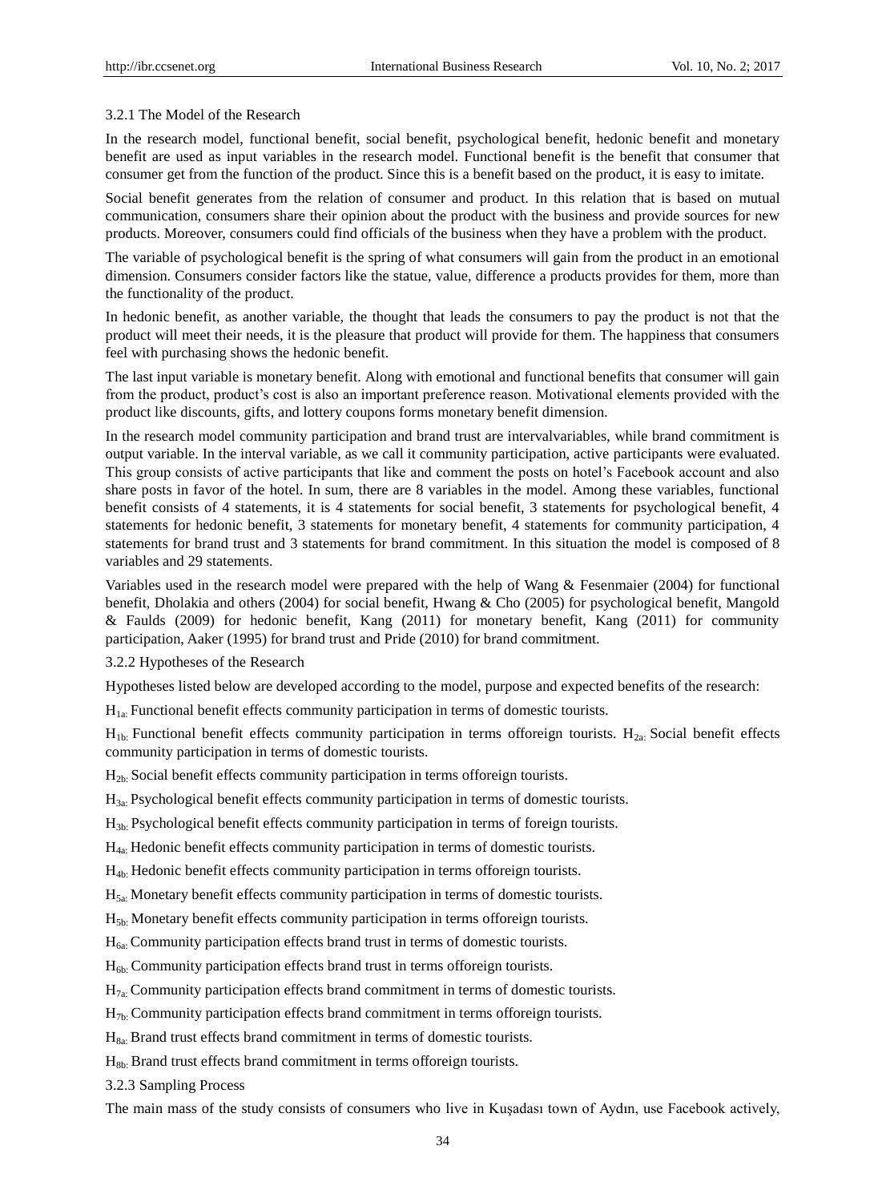### 3.2.1 The Model of the Research

In the research model, functional benefit, social benefit, psychological benefit, hedonic benefit and monetary benefit are used as input variables in the research model. Functional benefit is the benefit that consumer that consumer get from the function of the product. Since this is a benefit based on the product, it is easy to imitate.

Social benefit generates from the relation of consumer and product. In this relation that is based on mutual communication, consumers share their opinion about the product with the business and provide sources for new products. Moreover, consumers could find officials of the business when they have a problem with the product.

The variable of psychological benefit is the spring of what consumers will gain from the product in an emotional dimension. Consumers consider factors like the statue, value, difference a products provides for them, more than the functionality of the product.

In hedonic benefit, as another variable, the thought that leads the consumers to pay the product is not that the product will meet their needs, it is the pleasure that product will provide for them. The happiness that consumers feel with purchasing shows the hedonic benefit.

The last input variable is monetary benefit. Along with emotional and functional benefits that consumer will gain from the product, product's cost is also an important preference reason. Motivational elements provided with the product like discounts, gifts, and lottery coupons forms monetary benefit dimension.

In the research model community participation and brand trust are intervalvariables, while brand commitment is output variable. In the interval variable, as we call it community participation, active participants were evaluated. This group consists of active participants that like and comment the posts on hotel's Facebook account and also share posts in favor of the hotel. In sum, there are 8 variables in the model. Among these variables, functional benefit consists of 4 statements, it is 4 statements for social benefit, 3 statements for psychological benefit, 4 statements for hedonic benefit, 3 statements for monetary benefit, 4 statements for community participation, 4 statements for brand trust and 3 statements for brand commitment. In this situation the model is composed of 8 variables and 29 statements.

Variables used in the research model were prepared with the help of Wang & Fesenmaier (2004) for functional benefit, Dholakia and others (2004) for social benefit, Hwang & Cho (2005) for psychological benefit, Mangold & Faulds (2009) for hedonic benefit, Kang (2011) for monetary benefit, Kang (2011) for community participation, Aaker (1995) for brand trust and Pride (2010) for brand commitment.

### 3.2.2 Hypotheses of the Research

Hypotheses listed below are developed according to the model, purpose and expected benefits of the research:

$H_{1a:}$ Functional benefit effects community participation in terms of domestic tourists.

$H_{1b:}$ Functional benefit effects community participation in terms offoreign tourists. $H_{2a:}$ Social benefit effects community participation in terms of domestic tourists.

$H_{2b:}$ Social benefit effects community participation in terms offoreign tourists.

$H_{3a:}$ Psychological benefit effects community participation in terms of domestic tourists.

$H_{3b:}$ Psychological benefit effects community participation in terms of foreign tourists.

$H_{4a:}$ Hedonic benefit effects community participation in terms of domestic tourists.

$H_{4b:}$ Hedonic benefit effects community participation in terms offoreign tourists.

$H_{5a:}$ Monetary benefit effects community participation in terms of domestic tourists.

$H_{5b:}$ Monetary benefit effects community participation in terms offoreign tourists.

$H_{6a:}$ Community participation effects brand trust in terms of domestic tourists.

$H_{6b:}$ Community participation effects brand trust in terms offoreign tourists.

$H_{7a:}$ Community participation effects brand commitment in terms of domestic tourists.

$H_{7b:}$ Community participation effects brand commitment in terms offoreign tourists.

$H_{8a:}$ Brand trust effects brand commitment in terms of domestic tourists.

$H_{8b:}$ Brand trust effects brand commitment in terms offoreign tourists.

### 3.2.3 Sampling Process

The main mass of the study consists of consumers who live in Kuşadası town of Aydın, use Facebook actively,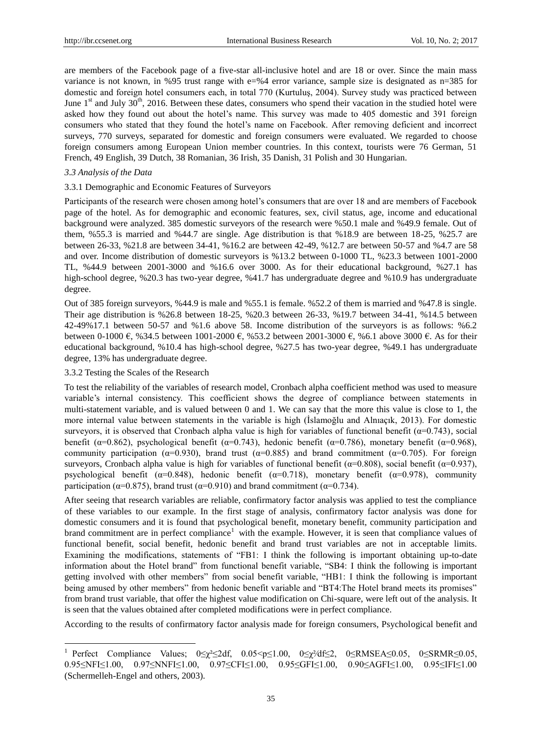are members of the Facebook page of a five-star all-inclusive hotel and are 18 or over. Since the main mass variance is not known, in %95 trust range with e=%4 error variance, sample size is designated as n=385 for domestic and foreign hotel consumers each, in total 770 (Kurtuluş, 2004). Survey study was practiced between June 1st and July 30th, 2016. Between these dates, consumers who spend their vacation in the studied hotel were asked how they found out about the hotel's name. This survey was made to 405 domestic and 391 foreign consumers who stated that they found the hotel's name on Facebook. After removing deficient and incorrect surveys, 770 surveys, separated for domestic and foreign consumers were evaluated. We regarded to choose foreign consumers among European Union member countries. In this context, tourists were 76 German, 51 French, 49 English, 39 Dutch, 38 Romanian, 36 Irish, 35 Danish, 31 Polish and 30 Hungarian.

### *3.3 Analysis of the Data*

#### 3.3.1 Demographic and Economic Features of Surveyors

Participants of the research were chosen among hotel's consumers that are over 18 and are members of Facebook page of the hotel. As for demographic and economic features, sex, civil status, age, income and educational background were analyzed. 385 domestic surveyors of the research were %50.1 male and %49.9 female. Out of them, %55.3 is married and %44.7 are single. Age distribution is that %18.9 are between 18-25, %25.7 are between 26-33, %21.8 are between 34-41, %16.2 are between 42-49, %12.7 are between 50-57 and %4.7 are 58 and over. Income distribution of domestic surveyors is %13.2 between 0-1000 TL, %23.3 between 1001-2000 TL, %44.9 between 2001-3000 and %16.6 over 3000. As for their educational background, %27.1 has high-school degree, %20.3 has two-year degree, %41.7 has undergraduate degree and %10.9 has undergraduate degree.

Out of 385 foreign surveyors, %44.9 is male and %55.1 is female. %52.2 of them is married and %47.8 is single. Their age distribution is %26.8 between 18-25, %20.3 between 26-33, %19.7 between 34-41, %14.5 between 42-49%17.1 between 50-57 and %1.6 above 58. Income distribution of the surveyors is as follows: %6.2 between 0-1000 €, %34.5 between 1001-2000 €, %53.2 between 2001-3000 €, %6.1 above 3000 €. As for their educational background, %10.4 has high-school degree, %27.5 has two-year degree, %49.1 has undergraduate degree, 13% has undergraduate degree.

#### 3.3.2 Testing the Scales of the Research

To test the reliability of the variables of research model, Cronbach alpha coefficient method was used to measure variable's internal consistency. This coefficient shows the degree of compliance between statements in multi-statement variable, and is valued between 0 and 1. We can say that the more this value is close to 1, the more internal value between statements in the variable is high (İslamoğlu and Alnıaçık, 2013). For domestic surveyors, it is observed that Cronbach alpha value is high for variables of functional benefit ($\alpha$=0.743), social benefit ($\alpha$=0.862), psychological benefit ($\alpha$=0.743), hedonic benefit ($\alpha$=0.786), monetary benefit ($\alpha$=0.968), community participation ($\alpha$=0.930), brand trust ($\alpha$=0.885) and brand commitment ($\alpha$=0.705). For foreign surveyors, Cronbach alpha value is high for variables of functional benefit ($\alpha$=0.808), social benefit ($\alpha$=0.937), psychological benefit ($\alpha$=0.848), hedonic benefit ($\alpha$=0.718), monetary benefit ($\alpha$=0.978), community participation ($\alpha$=0.875), brand trust ($\alpha$=0.910) and brand commitment ($\alpha$=0.734).

After seeing that research variables are reliable, confirmatory factor analysis was applied to test the compliance of these variables to our example. In the first stage of analysis, confirmatory factor analysis was done for domestic consumers and it is found that psychological benefit, monetary benefit, community participation and brand commitment are in perfect compliance[1] with the example. However, it is seen that compliance values of functional benefit, social benefit, hedonic benefit and brand trust variables are not in acceptable limits. Examining the modifications, statements of "FB1: I think the following is important obtaining up-to-date information about the Hotel brand" from functional benefit variable, "SB4: I think the following is important getting involved with other members" from social benefit variable, "HB1: I think the following is important being amused by other members" from hedonic benefit variable and "BT4:The Hotel brand meets its promises" from brand trust variable, that offer the highest value modification on Chi-square, were left out of the analysis. It is seen that the values obtained after completed modifications were in perfect compliance.

According to the results of confirmatory factor analysis made for foreign consumers, Psychological benefit and

---

[1] Perfect Compliance Values; $0 \leq \chi^2 \leq 2df$, $0.05 < p \leq 1.00$, $0 \leq \chi^2/df \leq 2$, $0 \leq RMSEA \leq 0.05$, $0 \leq SRMR \leq 0.05$, $0.95 \leq NFI \leq 1.00$, $0.97 \leq NNFI \leq 1.00$, $0.97 \leq CFI \leq 1.00$, $0.95 \leq GFI \leq 1.00$, $0.90 \leq AGFI \leq 1.00$, $0.95 \leq IFI \leq 1.00$ (Schermelleh-Engel and others, 2003).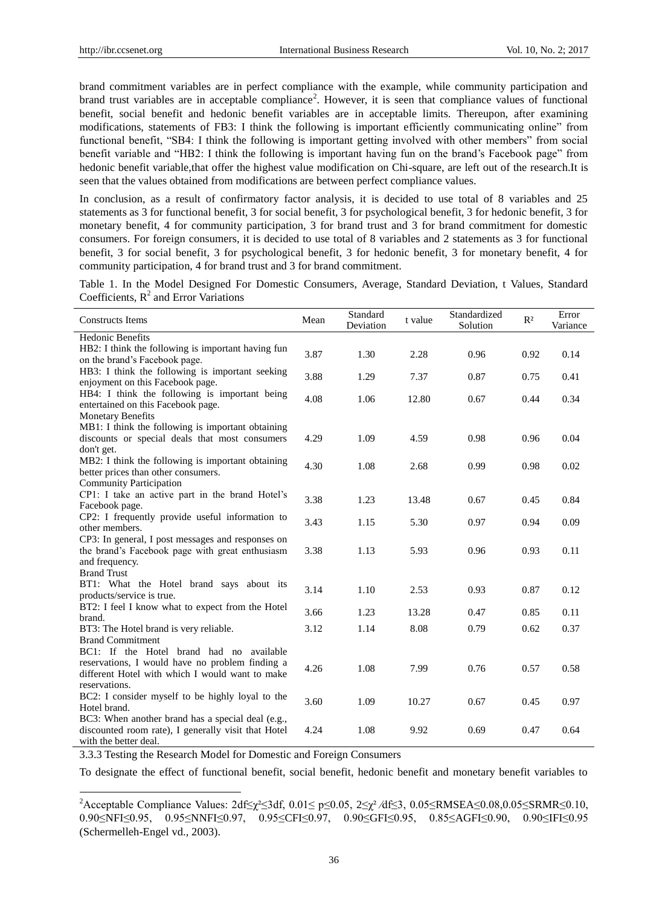brand commitment variables are in perfect compliance with the example, while community participation and brand trust variables are in acceptable compliance[2]. However, it is seen that compliance values of functional benefit, social benefit and hedonic benefit variables are in acceptable limits. Thereupon, after examining modifications, statements of FB3: I think the following is important efficiently communicating online" from functional benefit, "SB4: I think the following is important getting involved with other members" from social benefit variable and "HB2: I think the following is important having fun on the brand's Facebook page" from hedonic benefit variable,that offer the highest value modification on Chi-square, are left out of the research.It is seen that the values obtained from modifications are between perfect compliance values.

In conclusion, as a result of confirmatory factor analysis, it is decided to use total of 8 variables and 25 statements as 3 for functional benefit, 3 for social benefit, 3 for psychological benefit, 3 for hedonic benefit, 3 for monetary benefit, 4 for community participation, 3 for brand trust and 3 for brand commitment for domestic consumers. For foreign consumers, it is decided to use total of 8 variables and 2 statements as 3 for functional benefit, 3 for social benefit, 3 for psychological benefit, 3 for hedonic benefit, 3 for monetary benefit, 4 for community participation, 4 for brand trust and 3 for brand commitment.

Table 1. In the Model Designed For Domestic Consumers, Average, Standard Deviation, t Values, Standard Coefficients, $R^2$ and Error Variations

| Constructs Items | Mean | Standard Deviation | t value | Standardized Solution | $R^2$ | Error Variance |
|---|---|---|---|---|---|---|
| Hedonic Benefits | | | | | | |
| HB2: I think the following is important having fun on the brand's Facebook page. | 3.87 | 1.30 | 2.28 | 0.96 | 0.92 | 0.14 |
| HB3: I think the following is important seeking enjoyment on this Facebook page. | 3.88 | 1.29 | 7.37 | 0.87 | 0.75 | 0.41 |
| HB4: I think the following is important being entertained on this Facebook page. | 4.08 | 1.06 | 12.80 | 0.67 | 0.44 | 0.34 |
| Monetary Benefits | | | | | | |
| MB1: I think the following is important obtaining discounts or special deals that most consumers don't get. | 4.29 | 1.09 | 4.59 | 0.98 | 0.96 | 0.04 |
| MB2: I think the following is important obtaining better prices than other consumers. | 4.30 | 1.08 | 2.68 | 0.99 | 0.98 | 0.02 |
| Community Participation | | | | | | |
| CP1: I take an active part in the brand Hotel's Facebook page. | 3.38 | 1.23 | 13.48 | 0.67 | 0.45 | 0.84 |
| CP2: I frequently provide useful information to other members. | 3.43 | 1.15 | 5.30 | 0.97 | 0.94 | 0.09 |
| CP3: In general, I post messages and responses on the brand's Facebook page with great enthusiasm and frequency. | 3.38 | 1.13 | 5.93 | 0.96 | 0.93 | 0.11 |
| Brand Trust | | | | | | |
| BT1: What the Hotel brand says about its products/service is true. | 3.14 | 1.10 | 2.53 | 0.93 | 0.87 | 0.12 |
| BT2: I feel I know what to expect from the Hotel brand. | 3.66 | 1.23 | 13.28 | 0.47 | 0.85 | 0.11 |
| BT3: The Hotel brand is very reliable. | 3.12 | 1.14 | 8.08 | 0.79 | 0.62 | 0.37 |
| Brand Commitment | | | | | | |
| BC1: If the Hotel brand had no available reservations, I would have no problem finding a different Hotel with which I would want to make reservations. | 4.26 | 1.08 | 7.99 | 0.76 | 0.57 | 0.58 |
| BC2: I consider myself to be highly loyal to the Hotel brand. | 3.60 | 1.09 | 10.27 | 0.67 | 0.45 | 0.97 |
| BC3: When another brand has a special deal (e.g., discounted room rate), I generally visit that Hotel with the better deal. | 4.24 | 1.08 | 9.92 | 0.69 | 0.47 | 0.64 |

### 3.3.3 Testing the Research Model for Domestic and Foreign Consumers

To designate the effect of functional benefit, social benefit, hedonic benefit and monetary benefit variables to

[2]Acceptable Compliance Values: $2df \leq \chi^2 \leq 3df$, $0.01 \leq p \leq 0.05$, $2 \leq \chi^2/df \leq 3$, $0.05 \leq RMSEA \leq 0.08$, $0.05 \leq SRMR \leq 0.10$, $0.90 \leq NFI \leq 0.95$, $0.95 \leq NNFI \leq 0.97$, $0.95 \leq CFI \leq 0.97$, $0.90 \leq GFI \leq 0.95$, $0.85 \leq AGFI \leq 0.90$, $0.90 \leq IFI \leq 0.95$ (Schermelleh-Engel vd., 2003).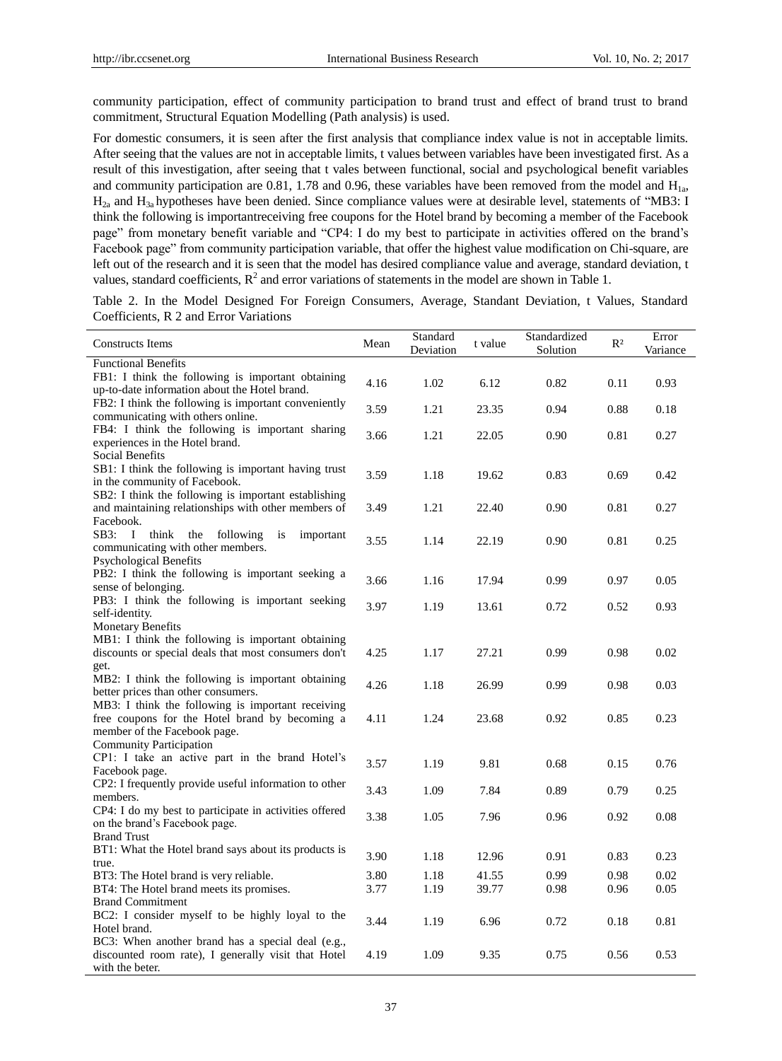community participation, effect of community participation to brand trust and effect of brand trust to brand commitment, Structural Equation Modelling (Path analysis) is used.

For domestic consumers, it is seen after the first analysis that compliance index value is not in acceptable limits. After seeing that the values are not in acceptable limits, t values between variables have been investigated first. As a result of this investigation, after seeing that t vales between functional, social and psychological benefit variables and community participation are 0.81, 1.78 and 0.96, these variables have been removed from the model and $H_{1a}$, $H_{2a}$ and $H_{3a}$ hypotheses have been denied. Since compliance values were at desirable level, statements of "MB3: I think the following is importantreceiving free coupons for the Hotel brand by becoming a member of the Facebook page" from monetary benefit variable and "CP4: I do my best to participate in activities offered on the brand's Facebook page" from community participation variable, that offer the highest value modification on Chi-square, are left out of the research and it is seen that the model has desired compliance value and average, standard deviation, t values, standard coefficients, $R^2$ and error variations of statements in the model are shown in Table 1.

Table 2. In the Model Designed For Foreign Consumers, Average, Standant Deviation, t Values, Standard Coefficients, R 2 and Error Variations

| Constructs Items | Mean | Standard Deviation | t value | Standardized Solution | R² | Error Variance |
|---|---|---|---|---|---|---|
| Functional Benefits | | | | | | |
| FB1: I think the following is important obtaining up-to-date information about the Hotel brand. | 4.16 | 1.02 | 6.12 | 0.82 | 0.11 | 0.93 |
| FB2: I think the following is important conveniently communicating with others online. | 3.59 | 1.21 | 23.35 | 0.94 | 0.88 | 0.18 |
| FB4: I think the following is important sharing experiences in the Hotel brand. | 3.66 | 1.21 | 22.05 | 0.90 | 0.81 | 0.27 |
| Social Benefits | | | | | | |
| SB1: I think the following is important having trust in the community of Facebook. | 3.59 | 1.18 | 19.62 | 0.83 | 0.69 | 0.42 |
| SB2: I think the following is important establishing and maintaining relationships with other members of Facebook. | 3.49 | 1.21 | 22.40 | 0.90 | 0.81 | 0.27 |
| SB3: I think the following is important communicating with other members. | 3.55 | 1.14 | 22.19 | 0.90 | 0.81 | 0.25 |
| Psychological Benefits | | | | | | |
| PB2: I think the following is important seeking a sense of belonging. | 3.66 | 1.16 | 17.94 | 0.99 | 0.97 | 0.05 |
| PB3: I think the following is important seeking self-identity. | 3.97 | 1.19 | 13.61 | 0.72 | 0.52 | 0.93 |
| Monetary Benefits | | | | | | |
| MB1: I think the following is important obtaining discounts or special deals that most consumers don't get. | 4.25 | 1.17 | 27.21 | 0.99 | 0.98 | 0.02 |
| MB2: I think the following is important obtaining better prices than other consumers. | 4.26 | 1.18 | 26.99 | 0.99 | 0.98 | 0.03 |
| MB3: I think the following is important receiving free coupons for the Hotel brand by becoming a member of the Facebook page. | 4.11 | 1.24 | 23.68 | 0.92 | 0.85 | 0.23 |
| Community Participation | | | | | | |
| CP1: I take an active part in the brand Hotel's Facebook page. | 3.57 | 1.19 | 9.81 | 0.68 | 0.15 | 0.76 |
| CP2: I frequently provide useful information to other members. | 3.43 | 1.09 | 7.84 | 0.89 | 0.79 | 0.25 |
| CP4: I do my best to participate in activities offered on the brand's Facebook page. | 3.38 | 1.05 | 7.96 | 0.96 | 0.92 | 0.08 |
| Brand Trust | | | | | | |
| BT1: What the Hotel brand says about its products is true. | 3.90 | 1.18 | 12.96 | 0.91 | 0.83 | 0.23 |
| BT3: The Hotel brand is very reliable. | 3.80 | 1.18 | 41.55 | 0.99 | 0.98 | 0.02 |
| BT4: The Hotel brand meets its promises. | 3.77 | 1.19 | 39.77 | 0.98 | 0.96 | 0.05 |
| Brand Commitment | | | | | | |
| BC2: I consider myself to be highly loyal to the Hotel brand. | 3.44 | 1.19 | 6.96 | 0.72 | 0.18 | 0.81 |
| BC3: When another brand has a special deal (e.g., discounted room rate), I generally visit that Hotel with the beter. | 4.19 | 1.09 | 9.35 | 0.75 | 0.56 | 0.53 |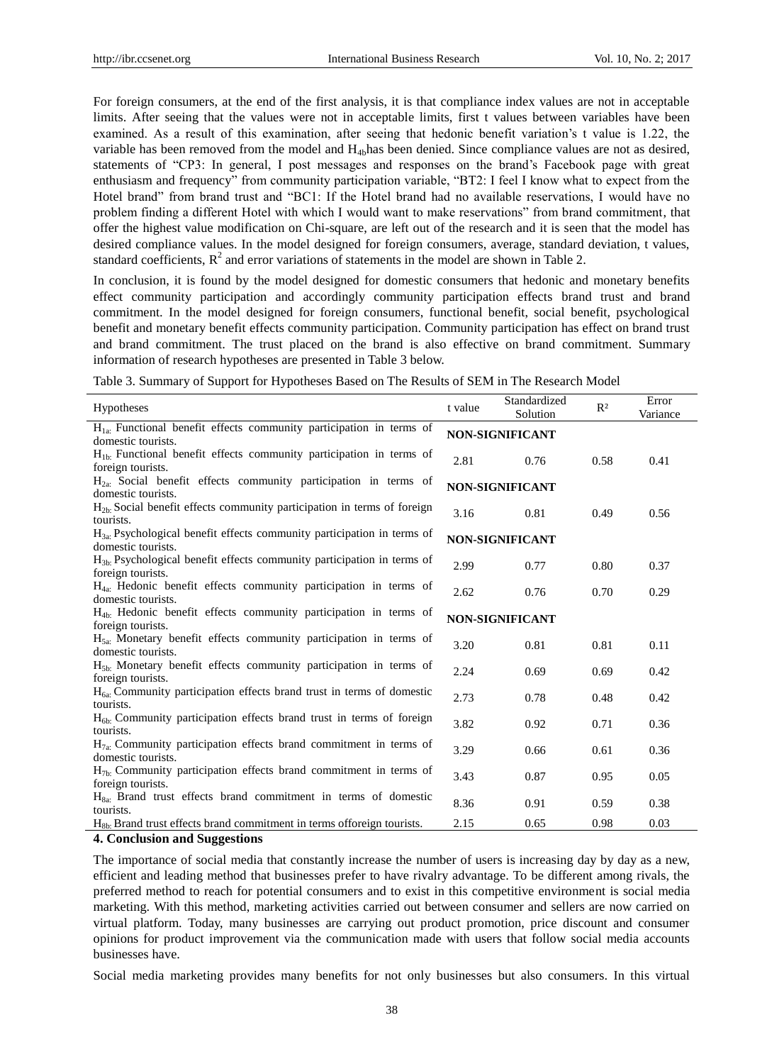For foreign consumers, at the end of the first analysis, it is that compliance index values are not in acceptable limits. After seeing that the values were not in acceptable limits, first t values between variables have been examined. As a result of this examination, after seeing that hedonic benefit variation's t value is 1.22, the variable has been removed from the model and $H_{4b}$has been denied. Since compliance values are not as desired, statements of "CP3: In general, I post messages and responses on the brand's Facebook page with great enthusiasm and frequency" from community participation variable, "BT2: I feel I know what to expect from the Hotel brand" from brand trust and "BC1: If the Hotel brand had no available reservations, I would have no problem finding a different Hotel with which I would want to make reservations" from brand commitment, that offer the highest value modification on Chi-square, are left out of the research and it is seen that the model has desired compliance values. In the model designed for foreign consumers, average, standard deviation, t values, standard coefficients, $R^2$ and error variations of statements in the model are shown in Table 2.

In conclusion, it is found by the model designed for domestic consumers that hedonic and monetary benefits effect community participation and accordingly community participation effects brand trust and brand commitment. In the model designed for foreign consumers, functional benefit, social benefit, psychological benefit and monetary benefit effects community participation. Community participation has effect on brand trust and brand commitment. The trust placed on the brand is also effective on brand commitment. Summary information of research hypotheses are presented in Table 3 below.

Table 3. Summary of Support for Hypotheses Based on The Results of SEM in The Research Model

| Hypotheses | t value | Standardized Solution | $R^2$ | Error Variance |
|---|---|---|---|---|
| $H_{1a:}$ Functional benefit effects community participation in terms of domestic tourists. | **NON-SIGNIFICANT** | | | |
| $H_{1b:}$ Functional benefit effects community participation in terms of foreign tourists. | 2.81 | 0.76 | 0.58 | 0.41 |
| $H_{2a:}$ Social benefit effects community participation in terms of domestic tourists. | **NON-SIGNIFICANT** | | | |
| $H_{2b:}$ Social benefit effects community participation in terms of foreign tourists. | 3.16 | 0.81 | 0.49 | 0.56 |
| $H_{3a:}$ Psychological benefit effects community participation in terms of domestic tourists. | **NON-SIGNIFICANT** | | | |
| $H_{3b:}$ Psychological benefit effects community participation in terms of foreign tourists. | 2.99 | 0.77 | 0.80 | 0.37 |
| $H_{4a:}$ Hedonic benefit effects community participation in terms of domestic tourists. | 2.62 | 0.76 | 0.70 | 0.29 |
| $H_{4b:}$ Hedonic benefit effects community participation in terms of foreign tourists. | **NON-SIGNIFICANT** | | | |
| $H_{5a:}$ Monetary benefit effects community participation in terms of domestic tourists. | 3.20 | 0.81 | 0.81 | 0.11 |
| $H_{5b:}$ Monetary benefit effects community participation in terms of foreign tourists. | 2.24 | 0.69 | 0.69 | 0.42 |
| $H_{6a:}$ Community participation effects brand trust in terms of domestic tourists. | 2.73 | 0.78 | 0.48 | 0.42 |
| $H_{6b:}$ Community participation effects brand trust in terms of foreign tourists. | 3.82 | 0.92 | 0.71 | 0.36 |
| $H_{7a:}$ Community participation effects brand commitment in terms of domestic tourists. | 3.29 | 0.66 | 0.61 | 0.36 |
| $H_{7b:}$ Community participation effects brand commitment in terms of foreign tourists. | 3.43 | 0.87 | 0.95 | 0.05 |
| $H_{8a:}$ Brand trust effects brand commitment in terms of domestic tourists. | 8.36 | 0.91 | 0.59 | 0.38 |
| $H_{8b:}$ Brand trust effects brand commitment in terms offoreign tourists. | 2.15 | 0.65 | 0.98 | 0.03 |

## 4. Conclusion and Suggestions

The importance of social media that constantly increase the number of users is increasing day by day as a new, efficient and leading method that businesses prefer to have rivalry advantage. To be different among rivals, the preferred method to reach for potential consumers and to exist in this competitive environment is social media marketing. With this method, marketing activities carried out between consumer and sellers are now carried on virtual platform. Today, many businesses are carrying out product promotion, price discount and consumer opinions for product improvement via the communication made with users that follow social media accounts businesses have.

Social media marketing provides many benefits for not only businesses but also consumers. In this virtual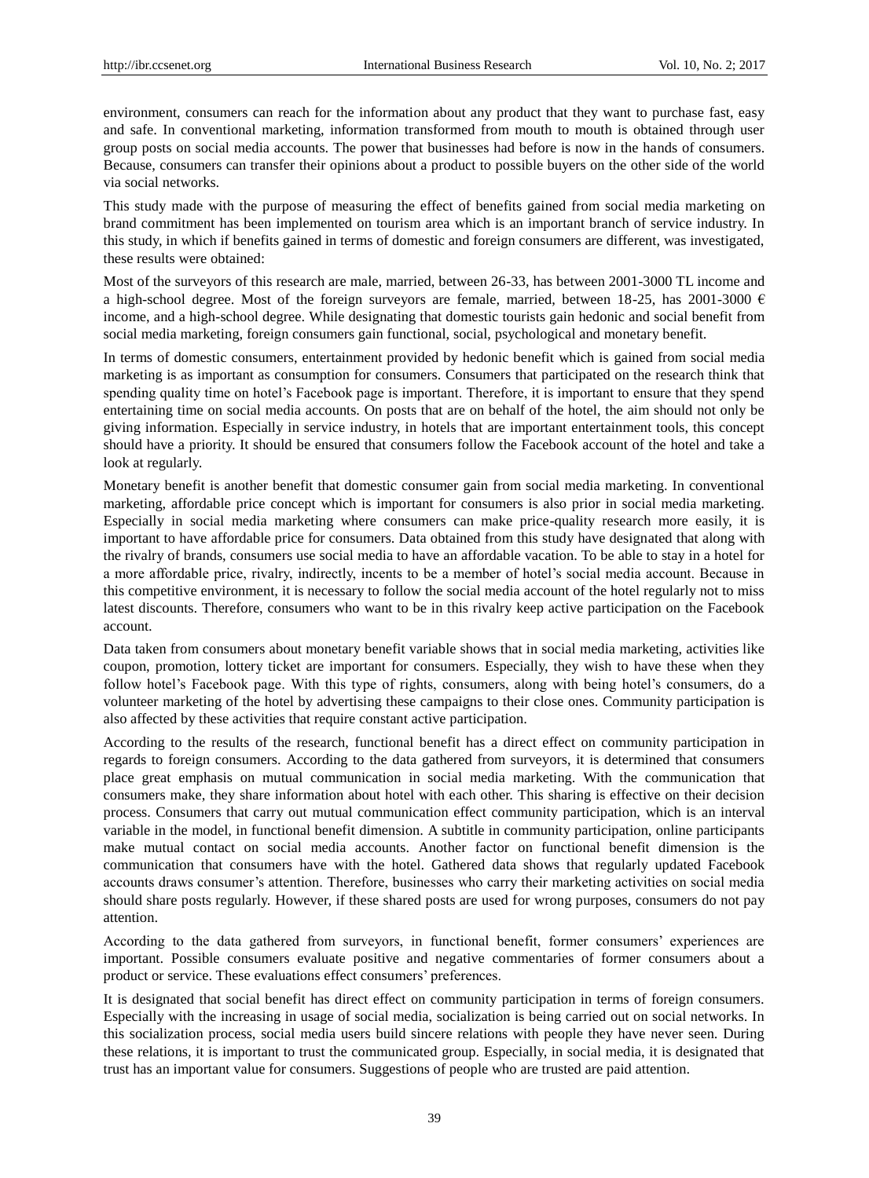environment, consumers can reach for the information about any product that they want to purchase fast, easy and safe. In conventional marketing, information transformed from mouth to mouth is obtained through user group posts on social media accounts. The power that businesses had before is now in the hands of consumers. Because, consumers can transfer their opinions about a product to possible buyers on the other side of the world via social networks.

This study made with the purpose of measuring the effect of benefits gained from social media marketing on brand commitment has been implemented on tourism area which is an important branch of service industry. In this study, in which if benefits gained in terms of domestic and foreign consumers are different, was investigated, these results were obtained:

Most of the surveyors of this research are male, married, between 26-33, has between 2001-3000 TL income and a high-school degree. Most of the foreign surveyors are female, married, between 18-25, has 2001-3000 € income, and a high-school degree. While designating that domestic tourists gain hedonic and social benefit from social media marketing, foreign consumers gain functional, social, psychological and monetary benefit.

In terms of domestic consumers, entertainment provided by hedonic benefit which is gained from social media marketing is as important as consumption for consumers. Consumers that participated on the research think that spending quality time on hotel's Facebook page is important. Therefore, it is important to ensure that they spend entertaining time on social media accounts. On posts that are on behalf of the hotel, the aim should not only be giving information. Especially in service industry, in hotels that are important entertainment tools, this concept should have a priority. It should be ensured that consumers follow the Facebook account of the hotel and take a look at regularly.

Monetary benefit is another benefit that domestic consumer gain from social media marketing. In conventional marketing, affordable price concept which is important for consumers is also prior in social media marketing. Especially in social media marketing where consumers can make price-quality research more easily, it is important to have affordable price for consumers. Data obtained from this study have designated that along with the rivalry of brands, consumers use social media to have an affordable vacation. To be able to stay in a hotel for a more affordable price, rivalry, indirectly, incents to be a member of hotel's social media account. Because in this competitive environment, it is necessary to follow the social media account of the hotel regularly not to miss latest discounts. Therefore, consumers who want to be in this rivalry keep active participation on the Facebook account.

Data taken from consumers about monetary benefit variable shows that in social media marketing, activities like coupon, promotion, lottery ticket are important for consumers. Especially, they wish to have these when they follow hotel's Facebook page. With this type of rights, consumers, along with being hotel's consumers, do a volunteer marketing of the hotel by advertising these campaigns to their close ones. Community participation is also affected by these activities that require constant active participation.

According to the results of the research, functional benefit has a direct effect on community participation in regards to foreign consumers. According to the data gathered from surveyors, it is determined that consumers place great emphasis on mutual communication in social media marketing. With the communication that consumers make, they share information about hotel with each other. This sharing is effective on their decision process. Consumers that carry out mutual communication effect community participation, which is an interval variable in the model, in functional benefit dimension. A subtitle in community participation, online participants make mutual contact on social media accounts. Another factor on functional benefit dimension is the communication that consumers have with the hotel. Gathered data shows that regularly updated Facebook accounts draws consumer's attention. Therefore, businesses who carry their marketing activities on social media should share posts regularly. However, if these shared posts are used for wrong purposes, consumers do not pay attention.

According to the data gathered from surveyors, in functional benefit, former consumers' experiences are important. Possible consumers evaluate positive and negative commentaries of former consumers about a product or service. These evaluations effect consumers' preferences.

It is designated that social benefit has direct effect on community participation in terms of foreign consumers. Especially with the increasing in usage of social media, socialization is being carried out on social networks. In this socialization process, social media users build sincere relations with people they have never seen. During these relations, it is important to trust the communicated group. Especially, in social media, it is designated that trust has an important value for consumers. Suggestions of people who are trusted are paid attention.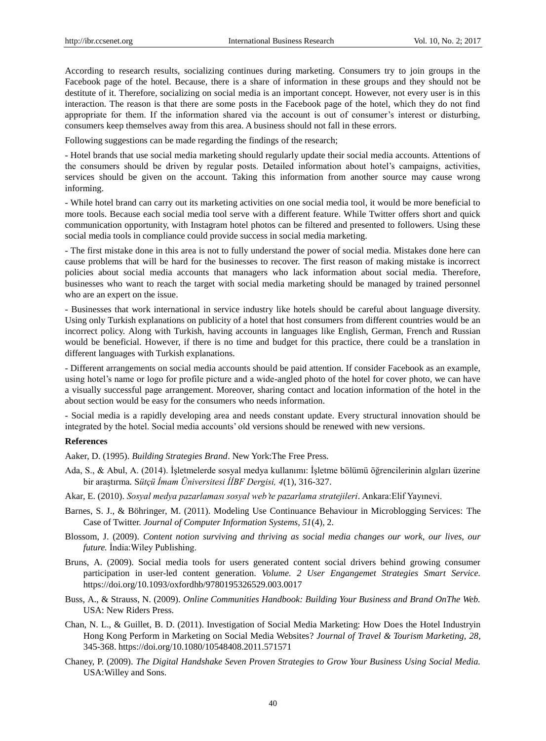According to research results, socializing continues during marketing. Consumers try to join groups in the Facebook page of the hotel. Because, there is a share of information in these groups and they should not be destitute of it. Therefore, socializing on social media is an important concept. However, not every user is in this interaction. The reason is that there are some posts in the Facebook page of the hotel, which they do not find appropriate for them. If the information shared via the account is out of consumer's interest or disturbing, consumers keep themselves away from this area. A business should not fall in these errors.

Following suggestions can be made regarding the findings of the research;

- Hotel brands that use social media marketing should regularly update their social media accounts. Attentions of the consumers should be driven by regular posts. Detailed information about hotel's campaigns, activities, services should be given on the account. Taking this information from another source may cause wrong informing.

- While hotel brand can carry out its marketing activities on one social media tool, it would be more beneficial to more tools. Because each social media tool serve with a different feature. While Twitter offers short and quick communication opportunity, with Instagram hotel photos can be filtered and presented to followers. Using these social media tools in compliance could provide success in social media marketing.

- The first mistake done in this area is not to fully understand the power of social media. Mistakes done here can cause problems that will be hard for the businesses to recover. The first reason of making mistake is incorrect policies about social media accounts that managers who lack information about social media. Therefore, businesses who want to reach the target with social media marketing should be managed by trained personnel who are an expert on the issue.

- Businesses that work international in service industry like hotels should be careful about language diversity. Using only Turkish explanations on publicity of a hotel that host consumers from different countries would be an incorrect policy. Along with Turkish, having accounts in languages like English, German, French and Russian would be beneficial. However, if there is no time and budget for this practice, there could be a translation in different languages with Turkish explanations.

- Different arrangements on social media accounts should be paid attention. If consider Facebook as an example, using hotel's name or logo for profile picture and a wide-angled photo of the hotel for cover photo, we can have a visually successful page arrangement. Moreover, sharing contact and location information of the hotel in the about section would be easy for the consumers who needs information.

- Social media is a rapidly developing area and needs constant update. Every structural innovation should be integrated by the hotel. Social media accounts' old versions should be renewed with new versions.

**References**

Aaker, D. (1995). *Building Strategies Brand*. New York:The Free Press.

Ada, S., & Abul, A. (2014). İşletmelerde sosyal medya kullanımı: İşletme bölümü öğrencilerinin algıları üzerine bir araştırma. *Sütçü İmam Üniversitesi İİBF Dergisi, 4*(1), 316-327.

Akar, E. (2010). *Sosyal medya pazarlaması sosyal web'te pazarlama stratejileri*. Ankara:Elif Yayınevi.

Barnes, S. J., & Böhringer, M. (2011). Modeling Use Continuance Behaviour in Microblogging Services: The Case of Twitter. *Journal of Computer Information Systems, 51*(4), 2.

Blossom, J. (2009). *Content notion surviving and thriving as social media changes our work, our lives, our future.* İndia:Wiley Publishing.

Bruns, A. (2009). Social media tools for users generated content social drivers behind growing consumer participation in user-led content generation. *Volume. 2 User Engangemet Strategies Smart Service.* https://doi.org/10.1093/oxfordhb/9780195326529.003.0017

Buss, A., & Strauss, N. (2009). *Online Communities Handbook: Building Your Business and Brand OnThe Web.* USA: New Riders Press.

Chan, N. L., & Guillet, B. D. (2011). Investigation of Social Media Marketing: How Does the Hotel Industryin Hong Kong Perform in Marketing on Social Media Websites? *Journal of Travel & Tourism Marketing, 28,* 345-368. https://doi.org/10.1080/10548408.2011.571571

Chaney, P. (2009). *The Digital Handshake Seven Proven Strategies to Grow Your Business Using Social Media.* USA:Willey and Sons.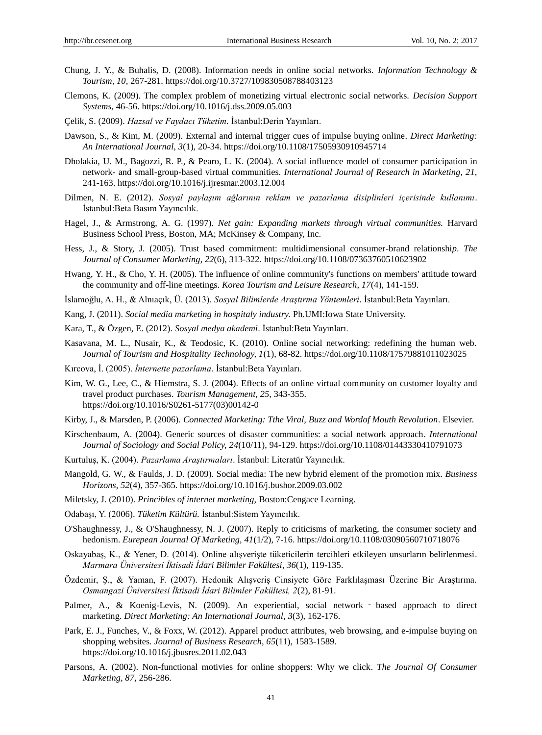Chung, J. Y., & Buhalis, D. (2008). Information needs in online social networks. *Information Technology & Tourism, 10,* 267-281. https://doi.org/10.3727/109830508788403123

Clemons, K. (2009). The complex problem of monetizing virtual electronic social networks. *Decision Support Systems*, 46-56. https://doi.org/10.1016/j.dss.2009.05.003

Çelik, S. (2009). *Hazsal ve Faydacı Tüketim*. İstanbul:Derin Yayınları.

Dawson, S., & Kim, M. (2009). External and internal trigger cues of impulse buying online. *Direct Marketing: An International Journal, 3*(1), 20-34. https://doi.org/10.1108/17505930910945714

Dholakia, U. M., Bagozzi, R. P., & Pearo, L. K. (2004). A social influence model of consumer participation in network- and small-group-based virtual communities. *International Journal of Research in Marketing, 21,* 241-163. https://doi.org/10.1016/j.ijresmar.2003.12.004

Dilmen, N. E. (2012). *Sosyal paylaşım ağlarının reklam ve pazarlama disiplinleri içerisinde kullanımı*. İstanbul:Beta Basım Yayıncılık.

Hagel, J., & Armstrong, A. G. (1997). *Net gain: Expanding markets through virtual communities.* Harvard Business School Press, Boston, MA; McKinsey & Company, Inc.

Hess, J., & Story, J. (2005). Trust based commitment: multidimensional consumer-brand relationship. *The Journal of Consumer Marketing, 22*(6), 313-322. https://doi.org/10.1108/07363760510623902

Hwang, Y. H., & Cho, Y. H. (2005). The influence of online community's functions on members' attitude toward the community and off-line meetings. *Korea Tourism and Leisure Research, 17*(4), 141-159.

İslamoğlu, A. H., & Alnıaçık, Ü. (2013). *Sosyal Bilimlerde Araştırma Yöntemleri*. İstanbul:Beta Yayınları.

Kang, J. (2011). *Social media marketing in hospitaly industry.* Ph.UMI:Iowa State University.

Kara, T., & Özgen, E. (2012). *Sosyal medya akademi*. İstanbul:Beta Yayınları.

Kasavana, M. L., Nusair, K., & Teodosic, K. (2010). Online social networking: redefining the human web. *Journal of Tourism and Hospitality Technology, 1*(1), 68-82. https://doi.org/10.1108/17579881011023025

Kırcova, İ. (2005). *İnternette pazarlama*. İstanbul:Beta Yayınları.

Kim, W. G., Lee, C., & Hiemstra, S. J. (2004). Effects of an online virtual community on customer loyalty and travel product purchases. *Tourism Management, 25,* 343-355. https://doi.org/10.1016/S0261-5177(03)00142-0

Kirby, J., & Marsden, P. (2006). *Connected Marketing: Tthe Viral, Buzz and Wordof Mouth Revolution*. Elsevier.

Kirschenbaum, A. (2004). Generic sources of disaster communities: a social network approach. *International Journal of Sociology and Social Policy, 24*(10/11), 94-129. https://doi.org/10.1108/01443330410791073

Kurtuluş, K. (2004). *Pazarlama Araştırmaları*. İstanbul: Literatür Yayıncılık.

Mangold, G. W., & Faulds, J. D. (2009). Social media: The new hybrid element of the promotion mix. *Business Horizons, 52*(4), 357-365. https://doi.org/10.1016/j.bushor.2009.03.002

Miletsky, J. (2010). *Princibles of internet marketing,* Boston:Cengace Learning.

Odabaşı, Y. (2006). *Tüketim Kültürü.* İstanbul:Sistem Yayıncılık.

O'Shaughnessy, J., & O'Shaughnessy, N. J. (2007). Reply to criticisms of marketing, the consumer society and hedonism. *Eurepean Journal Of Marketing, 41*(1/2), 7-16. https://doi.org/10.1108/03090560710718076

Oskayabaş, K., & Yener, D. (2014). Online alışverişte tüketicilerin tercihleri etkileyen unsurların belirlenmesi. *Marmara Üniversitesi İktisadi İdari Bilimler Fakültesi, 36*(1), 119-135.

Özdemir, Ş., & Yaman, F. (2007). Hedonik Alışveriş Cinsiyete Göre Farklılaşması Üzerine Bir Araştırma. *Osmangazi Üniversitesi İktisadi İdari Bilimler Fakültesi, 2*(2), 81-91.

Palmer, A., & Koenig-Levis, N. (2009). An experiential, social network‐based approach to direct marketing. *Direct Marketing: An International Journal, 3*(3), 162-176.

Park, E. J., Funches, V., & Foxx, W. (2012). Apparel product attributes, web browsing, and e-impulse buying on shopping websites. *Journal of Business Research, 65*(11), 1583-1589. https://doi.org/10.1016/j.jbusres.2011.02.043

Parsons, A. (2002). Non-functional motivies for online shoppers: Why we click. *The Journal Of Consumer Marketing, 87,* 256-286.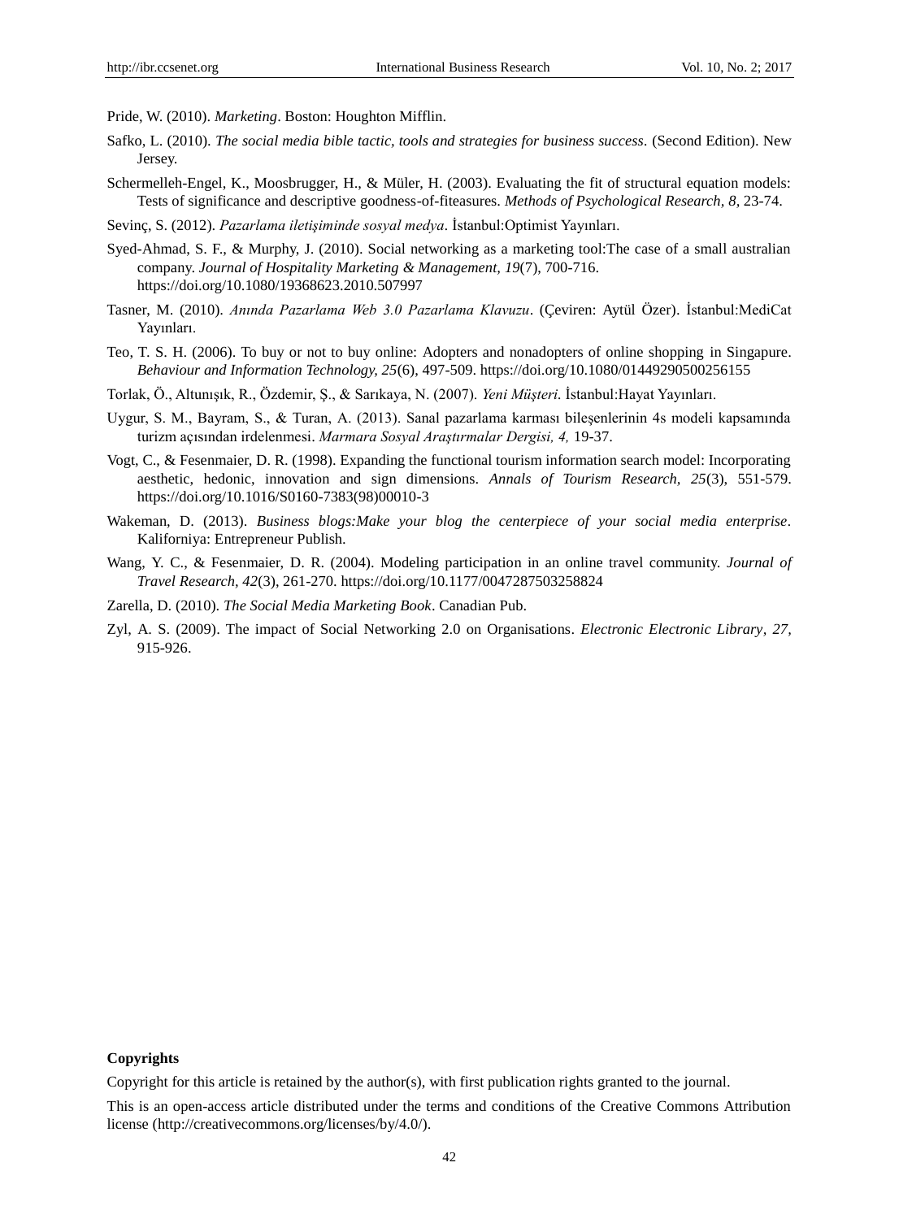Pride, W. (2010). *Marketing*. Boston: Houghton Mifflin.

Safko, L. (2010). *The social media bible tactic, tools and strategies for business success*. (Second Edition). New Jersey.

Schermelleh-Engel, K., Moosbrugger, H., & Müler, H. (2003). Evaluating the fit of structural equation models: Tests of significance and descriptive goodness-of-fiteasures. *Methods of Psychological Research, 8,* 23-74.

Sevinç, S. (2012). *Pazarlama iletişiminde sosyal medya*. İstanbul:Optimist Yayınları.

Syed-Ahmad, S. F., & Murphy, J. (2010). Social networking as a marketing tool:The case of a small australian company. *Journal of Hospitality Marketing & Management, 19*(7), 700-716. https://doi.org/10.1080/19368623.2010.507997

Tasner, M. (2010). *Anında Pazarlama Web 3.0 Pazarlama Klavuzu*. (Çeviren: Aytül Özer). İstanbul:MediCat Yayınları.

Teo, T. S. H. (2006). To buy or not to buy online: Adopters and nonadopters of online shopping in Singapure. *Behaviour and Information Technology, 25*(6), 497-509. https://doi.org/10.1080/01449290500256155

Torlak, Ö., Altunışık, R., Özdemir, Ş., & Sarıkaya, N. (2007). *Yeni Müşteri.* İstanbul:Hayat Yayınları.

Uygur, S. M., Bayram, S., & Turan, A. (2013). Sanal pazarlama karması bileşenlerinin 4s modeli kapsamında turizm açısından irdelenmesi. *Marmara Sosyal Araştırmalar Dergisi, 4,* 19-37.

Vogt, C., & Fesenmaier, D. R. (1998). Expanding the functional tourism information search model: Incorporating aesthetic, hedonic, innovation and sign dimensions. *Annals of Tourism Research, 25*(3), 551-579. https://doi.org/10.1016/S0160-7383(98)00010-3

Wakeman, D. (2013). *Business blogs:Make your blog the centerpiece of your social media enterprise*. Kaliforniya: Entrepreneur Publish.

Wang, Y. C., & Fesenmaier, D. R. (2004). Modeling participation in an online travel community. *Journal of Travel Research, 42*(3), 261-270. https://doi.org/10.1177/0047287503258824

Zarella, D. (2010). *The Social Media Marketing Book*. Canadian Pub.

Zyl, A. S. (2009). The impact of Social Networking 2.0 on Organisations. *Electronic Electronic Library, 27,* 915-926.

**Copyrights**

Copyright for this article is retained by the author(s), with first publication rights granted to the journal.

This is an open-access article distributed under the terms and conditions of the Creative Commons Attribution license (http://creativecommons.org/licenses/by/4.0/).